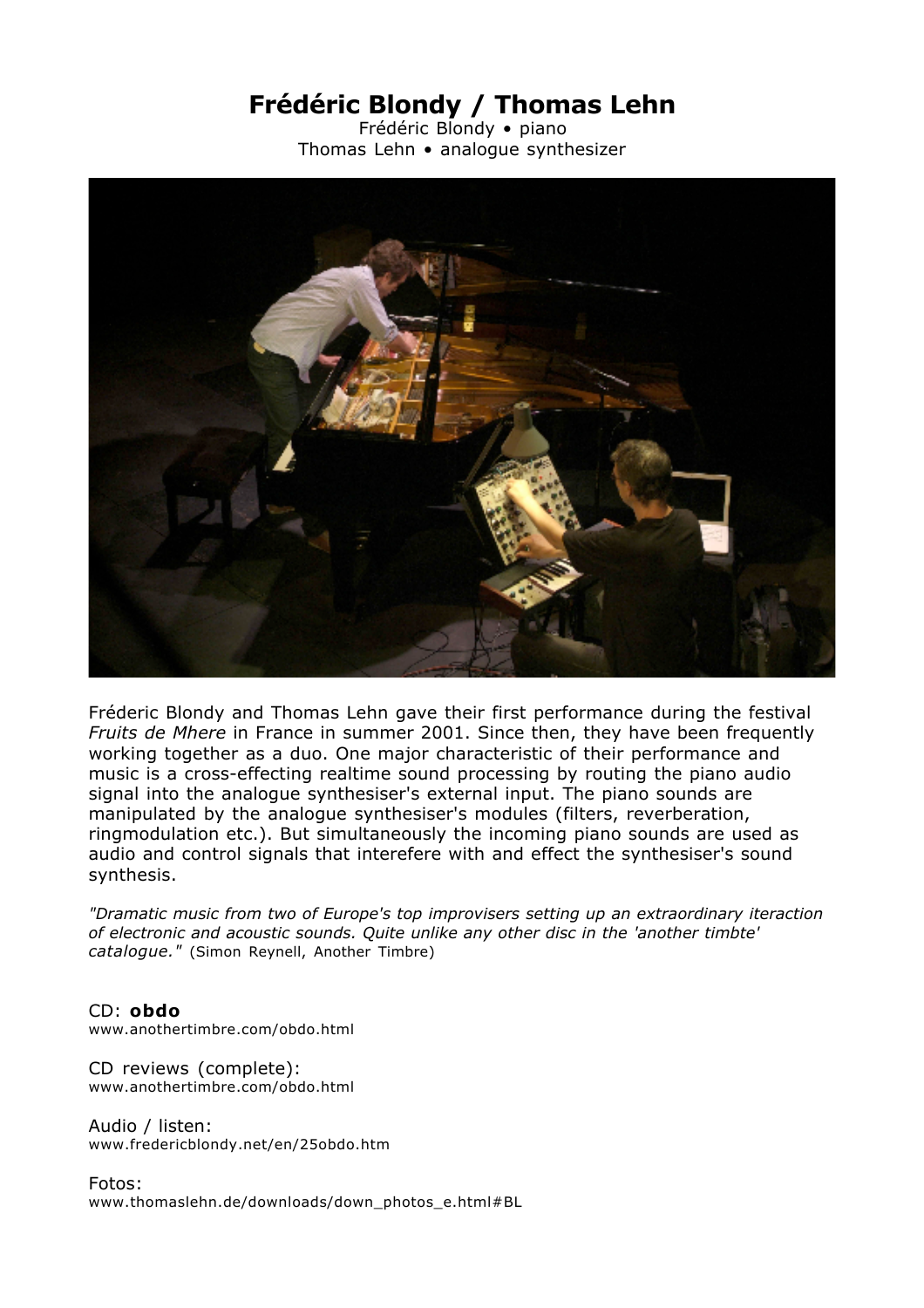# Frédéric Blondy / Thomas Lehn

Frédéric Blondy • piano
Thomas Lehn • analogue synthesizer

Fréderic Blondy and Thomas Lehn gave their first performance during the festival *Fruits de Mhere* in France in summer 2001. Since then, they have been frequently working together as a duo. One major characteristic of their performance and music is a cross-effecting realtime sound processing by routing the piano audio signal into the analogue synthesiser's external input. The piano sounds are manipulated by the analogue synthesiser's modules (filters, reverberation, ringmodulation etc.). But simultaneously the incoming piano sounds are used as audio and control signals that interefere with and effect the synthesiser's sound synthesis.

*"Dramatic music from two of Europe's top improvisers setting up an extraordinary iteraction of electronic and acoustic sounds. Quite unlike any other disc in the 'another timbte' catalogue."* (Simon Reynell, Another Timbre)

CD: **obdo**
www.anothertimbre.com/obdo.html

CD reviews (complete):
www.anothertimbre.com/obdo.html

Audio / listen:
www.fredericblondy.net/en/25obdo.htm

Fotos:
www.thomaslehn.de/downloads/down_photos_e.html#BL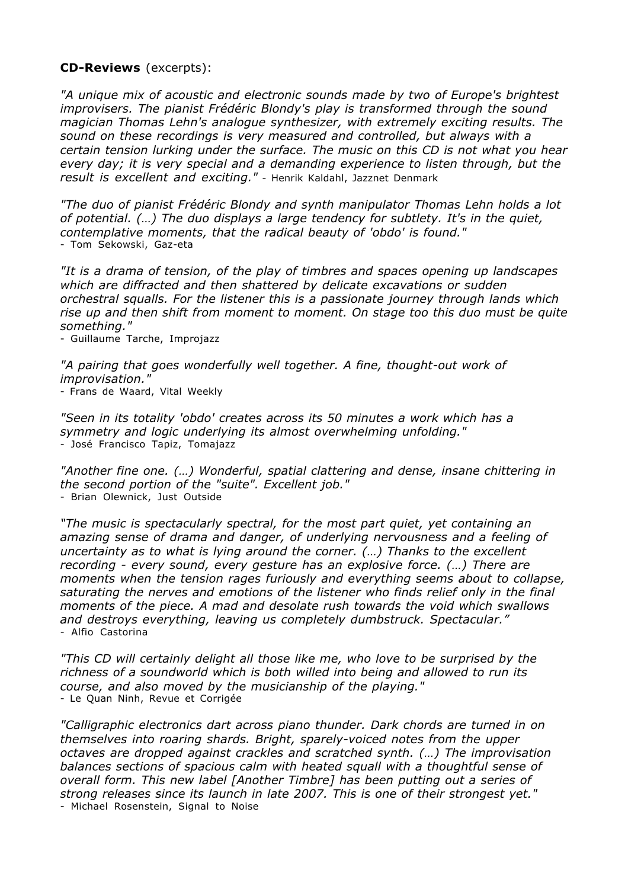**CD-Reviews** (excerpts):

*"A unique mix of acoustic and electronic sounds made by two of Europe's brightest improvisers. The pianist Frédéric Blondy's play is transformed through the sound magician Thomas Lehn's analogue synthesizer, with extremely exciting results. The sound on these recordings is very measured and controlled, but always with a certain tension lurking under the surface. The music on this CD is not what you hear every day; it is very special and a demanding experience to listen through, but the result is excellent and exciting."* - Henrik Kaldahl, Jazznet Denmark

*"The duo of pianist Frédéric Blondy and synth manipulator Thomas Lehn holds a lot of potential. (…) The duo displays a large tendency for subtlety. It's in the quiet, contemplative moments, that the radical beauty of 'obdo' is found."*
- Tom Sekowski, Gaz-eta

*"It is a drama of tension, of the play of timbres and spaces opening up landscapes which are diffracted and then shattered by delicate excavations or sudden orchestral squalls. For the listener this is a passionate journey through lands which rise up and then shift from moment to moment. On stage too this duo must be quite something."*
- Guillaume Tarche, Improjazz

*"A pairing that goes wonderfully well together. A fine, thought-out work of improvisation."*
- Frans de Waard, Vital Weekly

*"Seen in its totality 'obdo' creates across its 50 minutes a work which has a symmetry and logic underlying its almost overwhelming unfolding."*
- José Francisco Tapiz, Tomajazz

*"Another fine one. (…) Wonderful, spatial clattering and dense, insane chittering in the second portion of the "suite". Excellent job."*
- Brian Olewnick, Just Outside

*"The music is spectacularly spectral, for the most part quiet, yet containing an amazing sense of drama and danger, of underlying nervousness and a feeling of uncertainty as to what is lying around the corner. (…) Thanks to the excellent recording - every sound, every gesture has an explosive force. (…) There are moments when the tension rages furiously and everything seems about to collapse, saturating the nerves and emotions of the listener who finds relief only in the final moments of the piece. A mad and desolate rush towards the void which swallows and destroys everything, leaving us completely dumbstruck. Spectacular."*
- Alfio Castorina

*"This CD will certainly delight all those like me, who love to be surprised by the richness of a soundworld which is both willed into being and allowed to run its course, and also moved by the musicianship of the playing."*
- Le Quan Ninh, Revue et Corrigée

*"Calligraphic electronics dart across piano thunder. Dark chords are turned in on themselves into roaring shards. Bright, sparely-voiced notes from the upper octaves are dropped against crackles and scratched synth. (…) The improvisation balances sections of spacious calm with heated squall with a thoughtful sense of overall form. This new label [Another Timbre] has been putting out a series of strong releases since its launch in late 2007. This is one of their strongest yet."*
- Michael Rosenstein, Signal to Noise